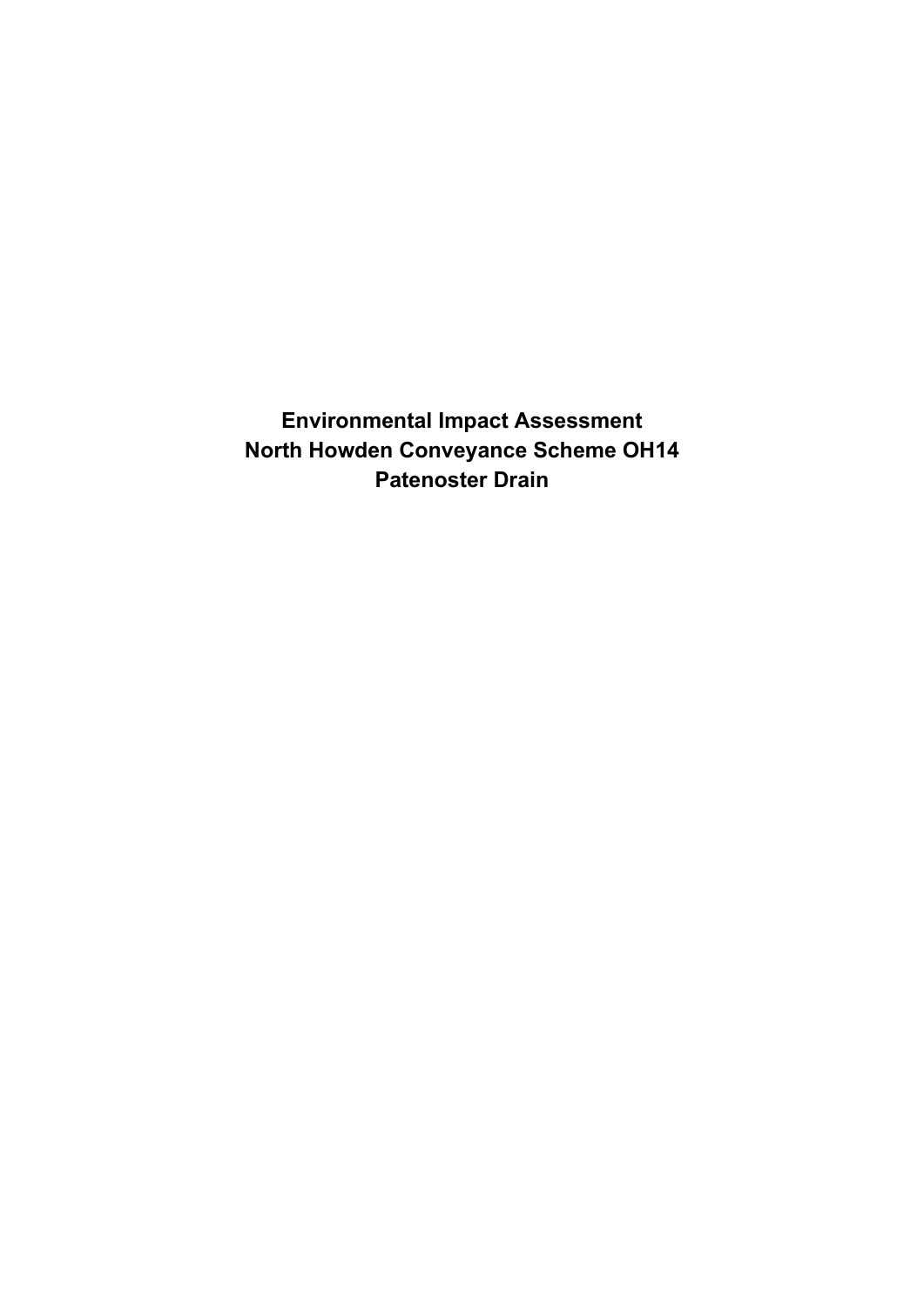# Environmental Impact Assessment
# North Howden Conveyance Scheme OH14
# Patenoster Drain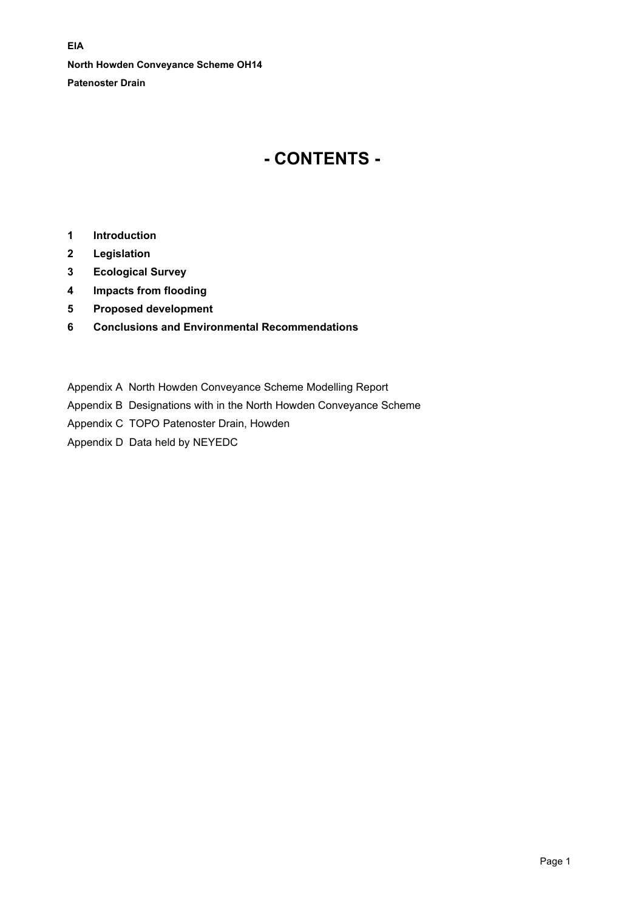**EIA**

**North Howden Conveyance Scheme OH14**

**Patenoster Drain**

# - CONTENTS -

**1 Introduction**

**2 Legislation**

**3 Ecological Survey**

**4 Impacts from flooding**

**5 Proposed development**

**6 Conclusions and Environmental Recommendations**

Appendix A North Howden Conveyance Scheme Modelling Report

Appendix B Designations with in the North Howden Conveyance Scheme

Appendix C TOPO Patenoster Drain, Howden

Appendix D Data held by NEYEDC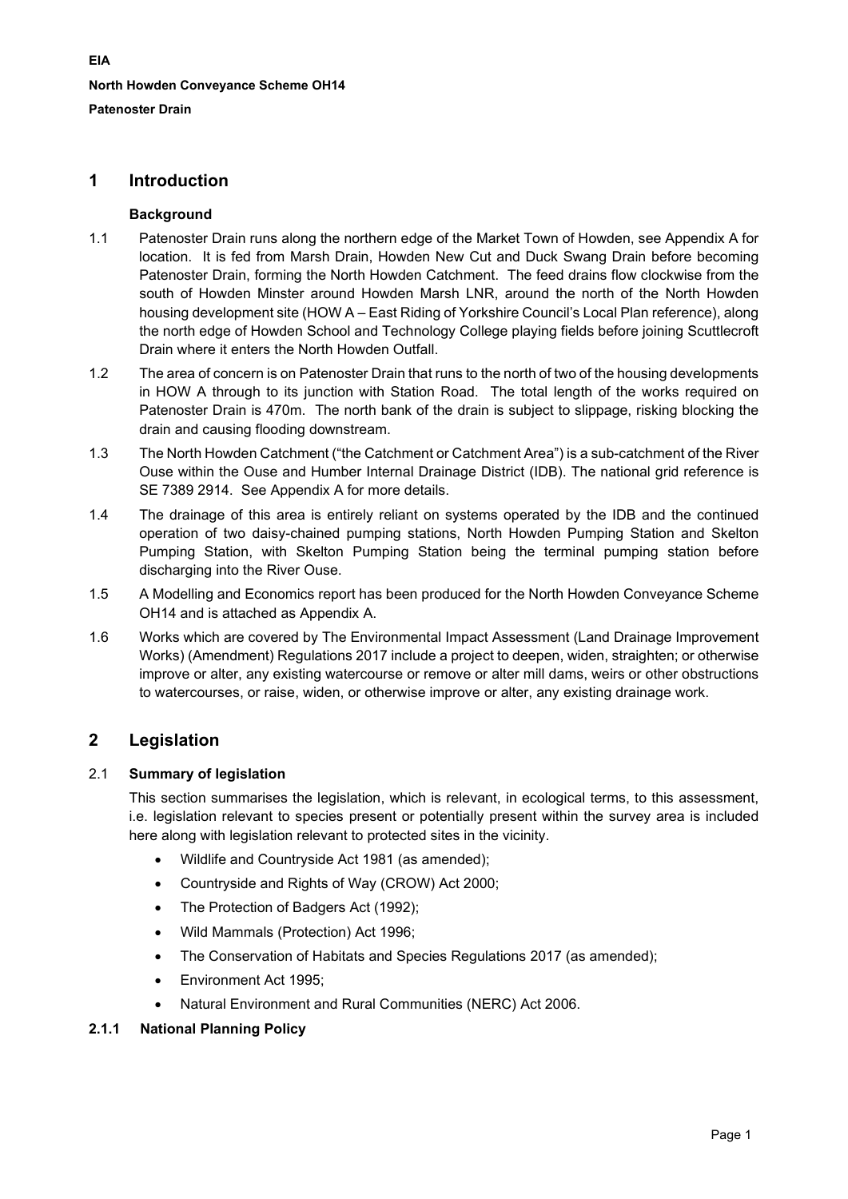# 1 Introduction

### Background

1.1 Patenoster Drain runs along the northern edge of the Market Town of Howden, see Appendix A for location. It is fed from Marsh Drain, Howden New Cut and Duck Swang Drain before becoming Patenoster Drain, forming the North Howden Catchment. The feed drains flow clockwise from the south of Howden Minster around Howden Marsh LNR, around the north of the North Howden housing development site (HOW A – East Riding of Yorkshire Council's Local Plan reference), along the north edge of Howden School and Technology College playing fields before joining Scuttlecroft Drain where it enters the North Howden Outfall.

1.2 The area of concern is on Patenoster Drain that runs to the north of two of the housing developments in HOW A through to its junction with Station Road. The total length of the works required on Patenoster Drain is 470m. The north bank of the drain is subject to slippage, risking blocking the drain and causing flooding downstream.

1.3 The North Howden Catchment ("the Catchment or Catchment Area") is a sub-catchment of the River Ouse within the Ouse and Humber Internal Drainage District (IDB). The national grid reference is SE 7389 2914. See Appendix A for more details.

1.4 The drainage of this area is entirely reliant on systems operated by the IDB and the continued operation of two daisy-chained pumping stations, North Howden Pumping Station and Skelton Pumping Station, with Skelton Pumping Station being the terminal pumping station before discharging into the River Ouse.

1.5 A Modelling and Economics report has been produced for the North Howden Conveyance Scheme OH14 and is attached as Appendix A.

1.6 Works which are covered by The Environmental Impact Assessment (Land Drainage Improvement Works) (Amendment) Regulations 2017 include a project to deepen, widen, straighten; or otherwise improve or alter, any existing watercourse or remove or alter mill dams, weirs or other obstructions to watercourses, or raise, widen, or otherwise improve or alter, any existing drainage work.

# 2 Legislation

## 2.1 Summary of legislation

This section summarises the legislation, which is relevant, in ecological terms, to this assessment, i.e. legislation relevant to species present or potentially present within the survey area is included here along with legislation relevant to protected sites in the vicinity.

- Wildlife and Countryside Act 1981 (as amended);
- Countryside and Rights of Way (CROW) Act 2000;
- The Protection of Badgers Act (1992);
- Wild Mammals (Protection) Act 1996;
- The Conservation of Habitats and Species Regulations 2017 (as amended);
- Environment Act 1995;
- Natural Environment and Rural Communities (NERC) Act 2006.

### 2.1.1 National Planning Policy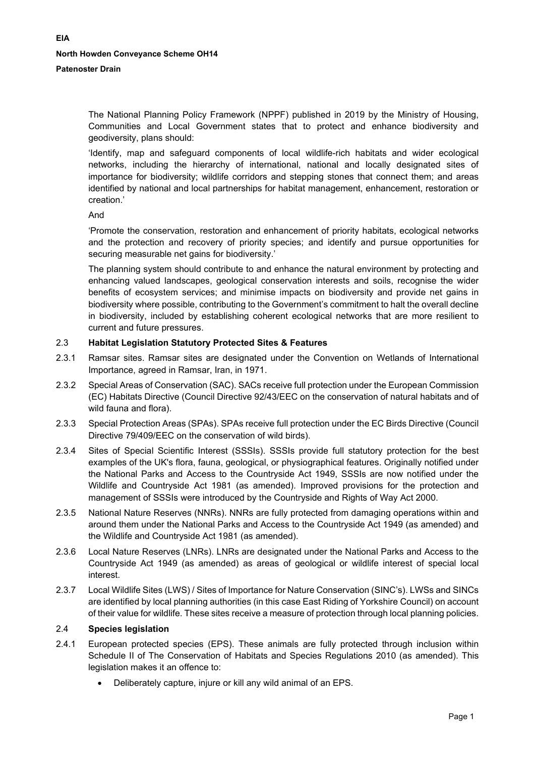The National Planning Policy Framework (NPPF) published in 2019 by the Ministry of Housing, Communities and Local Government states that to protect and enhance biodiversity and geodiversity, plans should:

'Identify, map and safeguard components of local wildlife-rich habitats and wider ecological networks, including the hierarchy of international, national and locally designated sites of importance for biodiversity; wildlife corridors and stepping stones that connect them; and areas identified by national and local partnerships for habitat management, enhancement, restoration or creation.'

And

'Promote the conservation, restoration and enhancement of priority habitats, ecological networks and the protection and recovery of priority species; and identify and pursue opportunities for securing measurable net gains for biodiversity.'

The planning system should contribute to and enhance the natural environment by protecting and enhancing valued landscapes, geological conservation interests and soils, recognise the wider benefits of ecosystem services; and minimise impacts on biodiversity and provide net gains in biodiversity where possible, contributing to the Government's commitment to halt the overall decline in biodiversity, included by establishing coherent ecological networks that are more resilient to current and future pressures.

## 2.3 Habitat Legislation Statutory Protected Sites & Features

2.3.1 Ramsar sites. Ramsar sites are designated under the Convention on Wetlands of International Importance, agreed in Ramsar, Iran, in 1971.

2.3.2 Special Areas of Conservation (SAC). SACs receive full protection under the European Commission (EC) Habitats Directive (Council Directive 92/43/EEC on the conservation of natural habitats and of wild fauna and flora).

2.3.3 Special Protection Areas (SPAs). SPAs receive full protection under the EC Birds Directive (Council Directive 79/409/EEC on the conservation of wild birds).

2.3.4 Sites of Special Scientific Interest (SSSIs). SSSIs provide full statutory protection for the best examples of the UK's flora, fauna, geological, or physiographical features. Originally notified under the National Parks and Access to the Countryside Act 1949, SSSIs are now notified under the Wildlife and Countryside Act 1981 (as amended). Improved provisions for the protection and management of SSSIs were introduced by the Countryside and Rights of Way Act 2000.

2.3.5 National Nature Reserves (NNRs). NNRs are fully protected from damaging operations within and around them under the National Parks and Access to the Countryside Act 1949 (as amended) and the Wildlife and Countryside Act 1981 (as amended).

2.3.6 Local Nature Reserves (LNRs). LNRs are designated under the National Parks and Access to the Countryside Act 1949 (as amended) as areas of geological or wildlife interest of special local interest.

2.3.7 Local Wildlife Sites (LWS) / Sites of Importance for Nature Conservation (SINC's). LWSs and SINCs are identified by local planning authorities (in this case East Riding of Yorkshire Council) on account of their value for wildlife. These sites receive a measure of protection through local planning policies.

## 2.4 Species legislation

2.4.1 European protected species (EPS). These animals are fully protected through inclusion within Schedule II of The Conservation of Habitats and Species Regulations 2010 (as amended). This legislation makes it an offence to:

- Deliberately capture, injure or kill any wild animal of an EPS.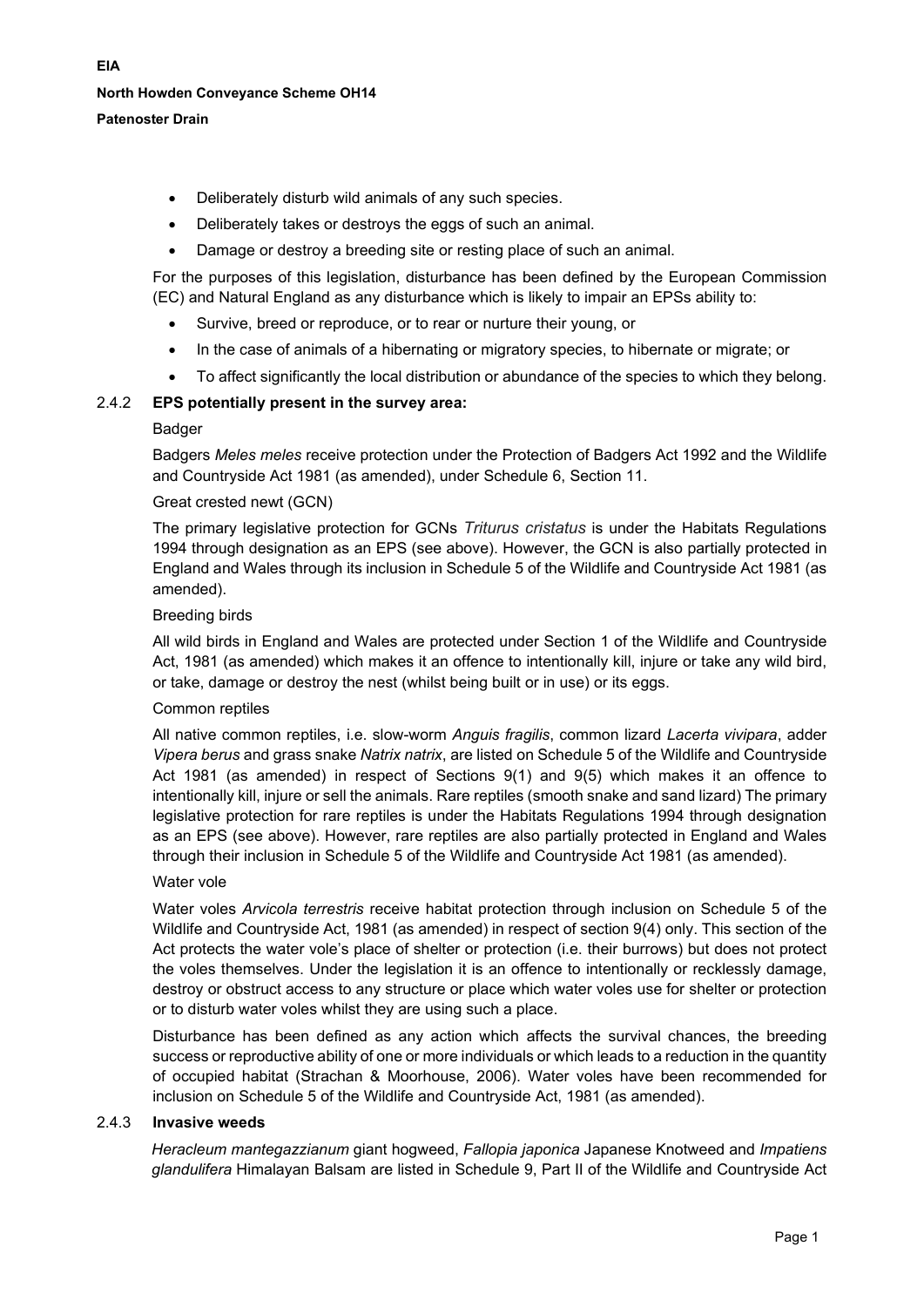- Deliberately disturb wild animals of any such species.
- Deliberately takes or destroys the eggs of such an animal.
- Damage or destroy a breeding site or resting place of such an animal.

For the purposes of this legislation, disturbance has been defined by the European Commission (EC) and Natural England as any disturbance which is likely to impair an EPSs ability to:

- Survive, breed or reproduce, or to rear or nurture their young, or
- In the case of animals of a hibernating or migratory species, to hibernate or migrate; or
- To affect significantly the local distribution or abundance of the species to which they belong.

### 2.4.2 EPS potentially present in the survey area:

Badger

Badgers *Meles meles* receive protection under the Protection of Badgers Act 1992 and the Wildlife and Countryside Act 1981 (as amended), under Schedule 6, Section 11.

Great crested newt (GCN)

The primary legislative protection for GCNs *Triturus cristatus* is under the Habitats Regulations 1994 through designation as an EPS (see above). However, the GCN is also partially protected in England and Wales through its inclusion in Schedule 5 of the Wildlife and Countryside Act 1981 (as amended).

Breeding birds

All wild birds in England and Wales are protected under Section 1 of the Wildlife and Countryside Act, 1981 (as amended) which makes it an offence to intentionally kill, injure or take any wild bird, or take, damage or destroy the nest (whilst being built or in use) or its eggs.

Common reptiles

All native common reptiles, i.e. slow-worm *Anguis fragilis*, common lizard *Lacerta vivipara*, adder *Vipera berus* and grass snake *Natrix natrix*, are listed on Schedule 5 of the Wildlife and Countryside Act 1981 (as amended) in respect of Sections 9(1) and 9(5) which makes it an offence to intentionally kill, injure or sell the animals. Rare reptiles (smooth snake and sand lizard) The primary legislative protection for rare reptiles is under the Habitats Regulations 1994 through designation as an EPS (see above). However, rare reptiles are also partially protected in England and Wales through their inclusion in Schedule 5 of the Wildlife and Countryside Act 1981 (as amended).

Water vole

Water voles *Arvicola terrestris* receive habitat protection through inclusion on Schedule 5 of the Wildlife and Countryside Act, 1981 (as amended) in respect of section 9(4) only. This section of the Act protects the water vole's place of shelter or protection (i.e. their burrows) but does not protect the voles themselves. Under the legislation it is an offence to intentionally or recklessly damage, destroy or obstruct access to any structure or place which water voles use for shelter or protection or to disturb water voles whilst they are using such a place.

Disturbance has been defined as any action which affects the survival chances, the breeding success or reproductive ability of one or more individuals or which leads to a reduction in the quantity of occupied habitat (Strachan & Moorhouse, 2006). Water voles have been recommended for inclusion on Schedule 5 of the Wildlife and Countryside Act, 1981 (as amended).

### 2.4.3 Invasive weeds

*Heracleum mantegazzianum* giant hogweed, *Fallopia japonica* Japanese Knotweed and *Impatiens glandulifera* Himalayan Balsam are listed in Schedule 9, Part II of the Wildlife and Countryside Act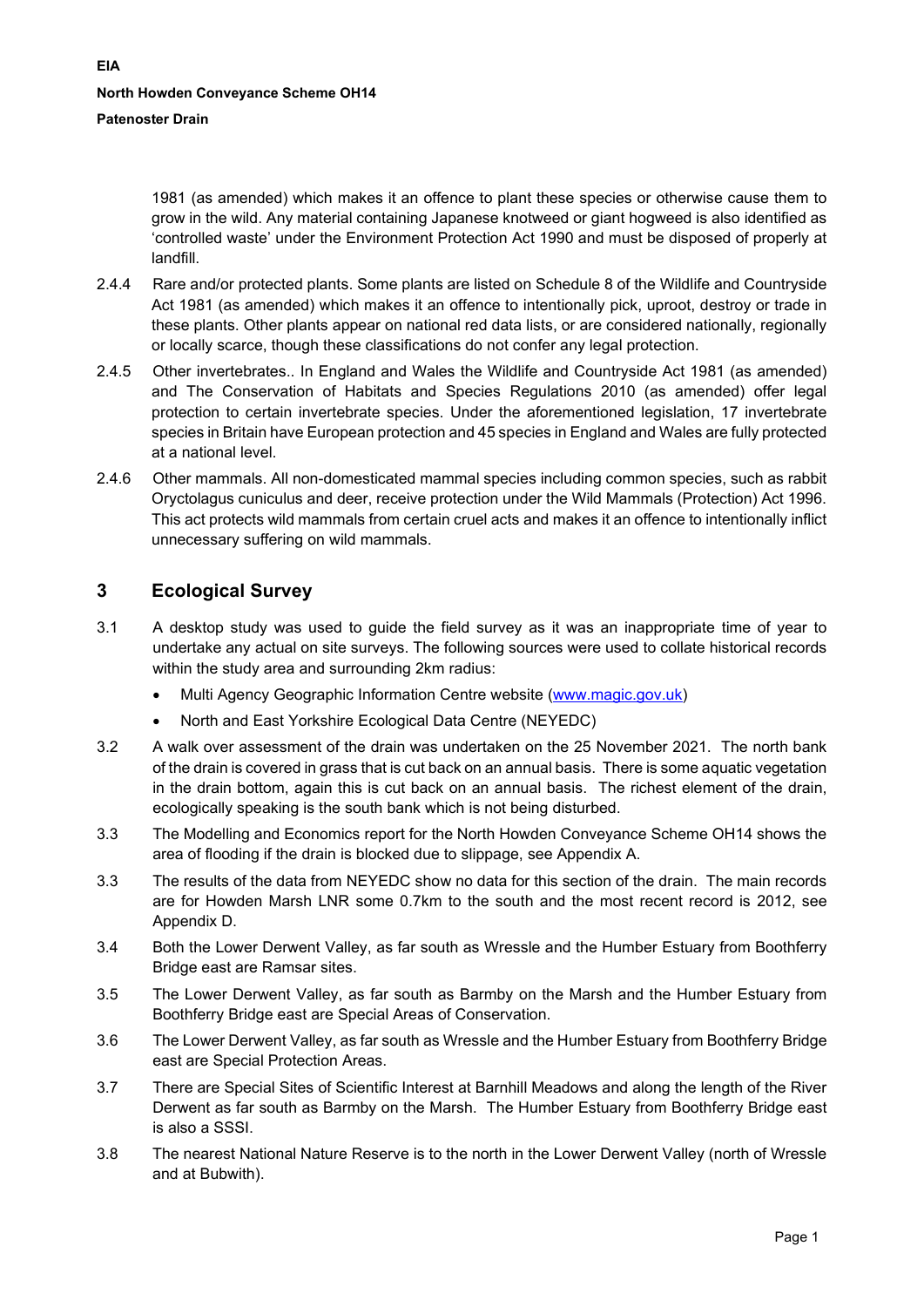1981 (as amended) which makes it an offence to plant these species or otherwise cause them to grow in the wild. Any material containing Japanese knotweed or giant hogweed is also identified as 'controlled waste' under the Environment Protection Act 1990 and must be disposed of properly at landfill.

2.4.4 Rare and/or protected plants. Some plants are listed on Schedule 8 of the Wildlife and Countryside Act 1981 (as amended) which makes it an offence to intentionally pick, uproot, destroy or trade in these plants. Other plants appear on national red data lists, or are considered nationally, regionally or locally scarce, though these classifications do not confer any legal protection.

2.4.5 Other invertebrates.. In England and Wales the Wildlife and Countryside Act 1981 (as amended) and The Conservation of Habitats and Species Regulations 2010 (as amended) offer legal protection to certain invertebrate species. Under the aforementioned legislation, 17 invertebrate species in Britain have European protection and 45 species in England and Wales are fully protected at a national level.

2.4.6 Other mammals. All non-domesticated mammal species including common species, such as rabbit Oryctolagus cuniculus and deer, receive protection under the Wild Mammals (Protection) Act 1996. This act protects wild mammals from certain cruel acts and makes it an offence to intentionally inflict unnecessary suffering on wild mammals.

## 3 Ecological Survey

3.1 A desktop study was used to guide the field survey as it was an inappropriate time of year to undertake any actual on site surveys. The following sources were used to collate historical records within the study area and surrounding 2km radius:

- Multi Agency Geographic Information Centre website (www.magic.gov.uk)
- North and East Yorkshire Ecological Data Centre (NEYEDC)

3.2 A walk over assessment of the drain was undertaken on the 25 November 2021. The north bank of the drain is covered in grass that is cut back on an annual basis. There is some aquatic vegetation in the drain bottom, again this is cut back on an annual basis. The richest element of the drain, ecologically speaking is the south bank which is not being disturbed.

3.3 The Modelling and Economics report for the North Howden Conveyance Scheme OH14 shows the area of flooding if the drain is blocked due to slippage, see Appendix A.

3.3 The results of the data from NEYEDC show no data for this section of the drain. The main records are for Howden Marsh LNR some 0.7km to the south and the most recent record is 2012, see Appendix D.

3.4 Both the Lower Derwent Valley, as far south as Wressle and the Humber Estuary from Boothferry Bridge east are Ramsar sites.

3.5 The Lower Derwent Valley, as far south as Barmby on the Marsh and the Humber Estuary from Boothferry Bridge east are Special Areas of Conservation.

3.6 The Lower Derwent Valley, as far south as Wressle and the Humber Estuary from Boothferry Bridge east are Special Protection Areas.

3.7 There are Special Sites of Scientific Interest at Barnhill Meadows and along the length of the River Derwent as far south as Barmby on the Marsh. The Humber Estuary from Boothferry Bridge east is also a SSSI.

3.8 The nearest National Nature Reserve is to the north in the Lower Derwent Valley (north of Wressle and at Bubwith).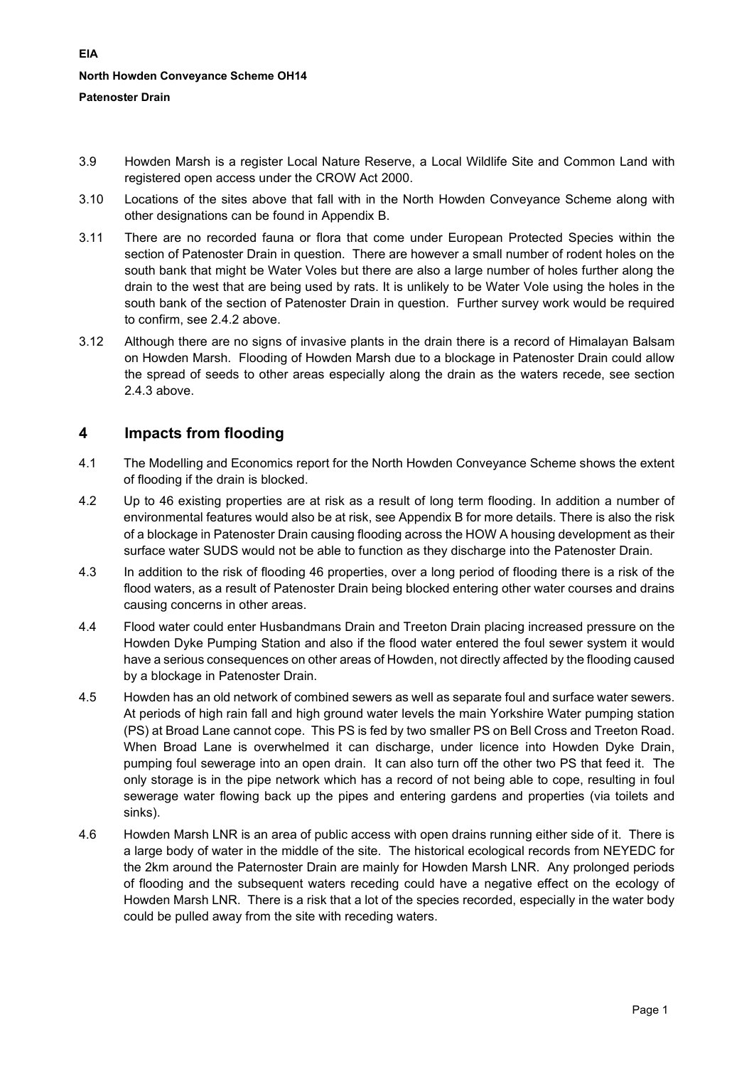3.9 Howden Marsh is a register Local Nature Reserve, a Local Wildlife Site and Common Land with registered open access under the CROW Act 2000.

3.10 Locations of the sites above that fall with in the North Howden Conveyance Scheme along with other designations can be found in Appendix B.

3.11 There are no recorded fauna or flora that come under European Protected Species within the section of Patenoster Drain in question. There are however a small number of rodent holes on the south bank that might be Water Voles but there are also a large number of holes further along the drain to the west that are being used by rats. It is unlikely to be Water Vole using the holes in the south bank of the section of Patenoster Drain in question. Further survey work would be required to confirm, see 2.4.2 above.

3.12 Although there are no signs of invasive plants in the drain there is a record of Himalayan Balsam on Howden Marsh. Flooding of Howden Marsh due to a blockage in Patenoster Drain could allow the spread of seeds to other areas especially along the drain as the waters recede, see section 2.4.3 above.

# 4 Impacts from flooding

4.1 The Modelling and Economics report for the North Howden Conveyance Scheme shows the extent of flooding if the drain is blocked.

4.2 Up to 46 existing properties are at risk as a result of long term flooding. In addition a number of environmental features would also be at risk, see Appendix B for more details. There is also the risk of a blockage in Patenoster Drain causing flooding across the HOW A housing development as their surface water SUDS would not be able to function as they discharge into the Patenoster Drain.

4.3 In addition to the risk of flooding 46 properties, over a long period of flooding there is a risk of the flood waters, as a result of Patenoster Drain being blocked entering other water courses and drains causing concerns in other areas.

4.4 Flood water could enter Husbandmans Drain and Treeton Drain placing increased pressure on the Howden Dyke Pumping Station and also if the flood water entered the foul sewer system it would have a serious consequences on other areas of Howden, not directly affected by the flooding caused by a blockage in Patenoster Drain.

4.5 Howden has an old network of combined sewers as well as separate foul and surface water sewers. At periods of high rain fall and high ground water levels the main Yorkshire Water pumping station (PS) at Broad Lane cannot cope. This PS is fed by two smaller PS on Bell Cross and Treeton Road. When Broad Lane is overwhelmed it can discharge, under licence into Howden Dyke Drain, pumping foul sewerage into an open drain. It can also turn off the other two PS that feed it. The only storage is in the pipe network which has a record of not being able to cope, resulting in foul sewerage water flowing back up the pipes and entering gardens and properties (via toilets and sinks).

4.6 Howden Marsh LNR is an area of public access with open drains running either side of it. There is a large body of water in the middle of the site. The historical ecological records from NEYEDC for the 2km around the Paternoster Drain are mainly for Howden Marsh LNR. Any prolonged periods of flooding and the subsequent waters receding could have a negative effect on the ecology of Howden Marsh LNR. There is a risk that a lot of the species recorded, especially in the water body could be pulled away from the site with receding waters.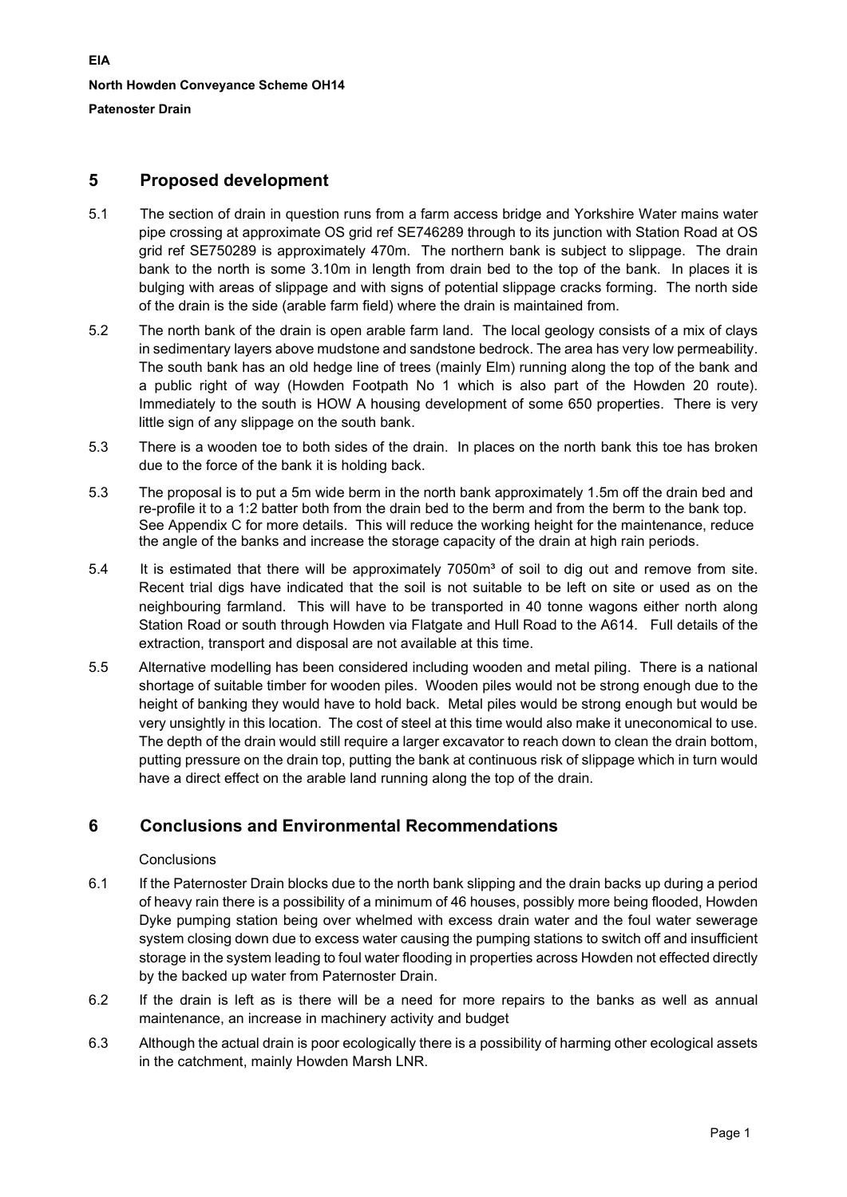## 5 Proposed development

5.1 The section of drain in question runs from a farm access bridge and Yorkshire Water mains water pipe crossing at approximate OS grid ref SE746289 through to its junction with Station Road at OS grid ref SE750289 is approximately 470m. The northern bank is subject to slippage. The drain bank to the north is some 3.10m in length from drain bed to the top of the bank. In places it is bulging with areas of slippage and with signs of potential slippage cracks forming. The north side of the drain is the side (arable farm field) where the drain is maintained from.

5.2 The north bank of the drain is open arable farm land. The local geology consists of a mix of clays in sedimentary layers above mudstone and sandstone bedrock. The area has very low permeability. The south bank has an old hedge line of trees (mainly Elm) running along the top of the bank and a public right of way (Howden Footpath No 1 which is also part of the Howden 20 route). Immediately to the south is HOW A housing development of some 650 properties. There is very little sign of any slippage on the south bank.

5.3 There is a wooden toe to both sides of the drain. In places on the north bank this toe has broken due to the force of the bank it is holding back.

5.3 The proposal is to put a 5m wide berm in the north bank approximately 1.5m off the drain bed and re-profile it to a 1:2 batter both from the drain bed to the berm and from the berm to the bank top. See Appendix C for more details. This will reduce the working height for the maintenance, reduce the angle of the banks and increase the storage capacity of the drain at high rain periods.

5.4 It is estimated that there will be approximately 7050m³ of soil to dig out and remove from site. Recent trial digs have indicated that the soil is not suitable to be left on site or used as on the neighbouring farmland. This will have to be transported in 40 tonne wagons either north along Station Road or south through Howden via Flatgate and Hull Road to the A614. Full details of the extraction, transport and disposal are not available at this time.

5.5 Alternative modelling has been considered including wooden and metal piling. There is a national shortage of suitable timber for wooden piles. Wooden piles would not be strong enough due to the height of banking they would have to hold back. Metal piles would be strong enough but would be very unsightly in this location. The cost of steel at this time would also make it uneconomical to use. The depth of the drain would still require a larger excavator to reach down to clean the drain bottom, putting pressure on the drain top, putting the bank at continuous risk of slippage which in turn would have a direct effect on the arable land running along the top of the drain.

## 6 Conclusions and Environmental Recommendations

Conclusions

6.1 If the Paternoster Drain blocks due to the north bank slipping and the drain backs up during a period of heavy rain there is a possibility of a minimum of 46 houses, possibly more being flooded, Howden Dyke pumping station being over whelmed with excess drain water and the foul water sewerage system closing down due to excess water causing the pumping stations to switch off and insufficient storage in the system leading to foul water flooding in properties across Howden not effected directly by the backed up water from Paternoster Drain.

6.2 If the drain is left as is there will be a need for more repairs to the banks as well as annual maintenance, an increase in machinery activity and budget

6.3 Although the actual drain is poor ecologically there is a possibility of harming other ecological assets in the catchment, mainly Howden Marsh LNR.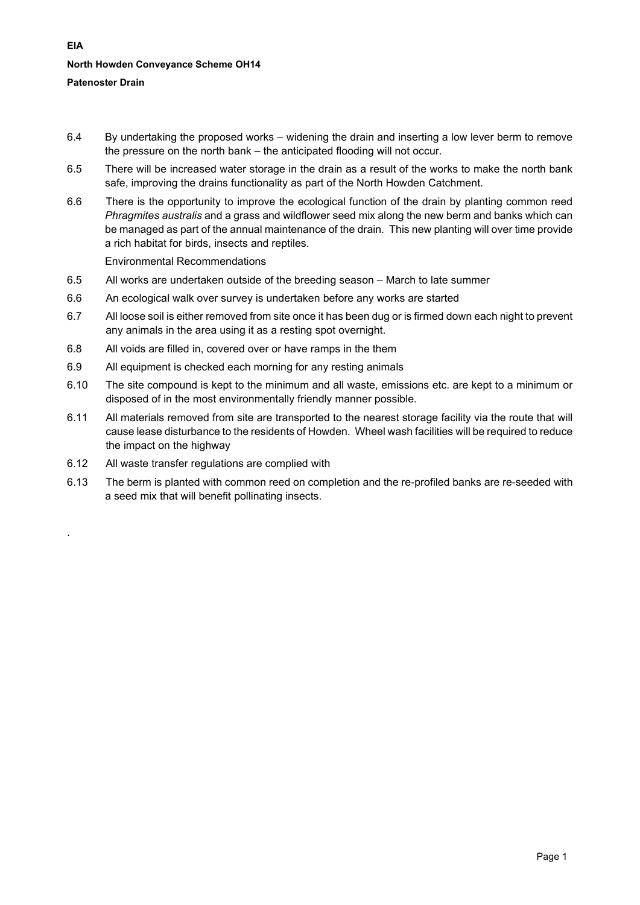6.4 By undertaking the proposed works – widening the drain and inserting a low lever berm to remove the pressure on the north bank – the anticipated flooding will not occur.

6.5 There will be increased water storage in the drain as a result of the works to make the north bank safe, improving the drains functionality as part of the North Howden Catchment.

6.6 There is the opportunity to improve the ecological function of the drain by planting common reed *Phragmites australis* and a grass and wildflower seed mix along the new berm and banks which can be managed as part of the annual maintenance of the drain. This new planting will over time provide a rich habitat for birds, insects and reptiles.

Environmental Recommendations

6.5 All works are undertaken outside of the breeding season – March to late summer

6.6 An ecological walk over survey is undertaken before any works are started

6.7 All loose soil is either removed from site once it has been dug or is firmed down each night to prevent any animals in the area using it as a resting spot overnight.

6.8 All voids are filled in, covered over or have ramps in the them

6.9 All equipment is checked each morning for any resting animals

6.10 The site compound is kept to the minimum and all waste, emissions etc. are kept to a minimum or disposed of in the most environmentally friendly manner possible.

6.11 All materials removed from site are transported to the nearest storage facility via the route that will cause lease disturbance to the residents of Howden. Wheel wash facilities will be required to reduce the impact on the highway

6.12 All waste transfer regulations are complied with

6.13 The berm is planted with common reed on completion and the re-profiled banks are re-seeded with a seed mix that will benefit pollinating insects.

.